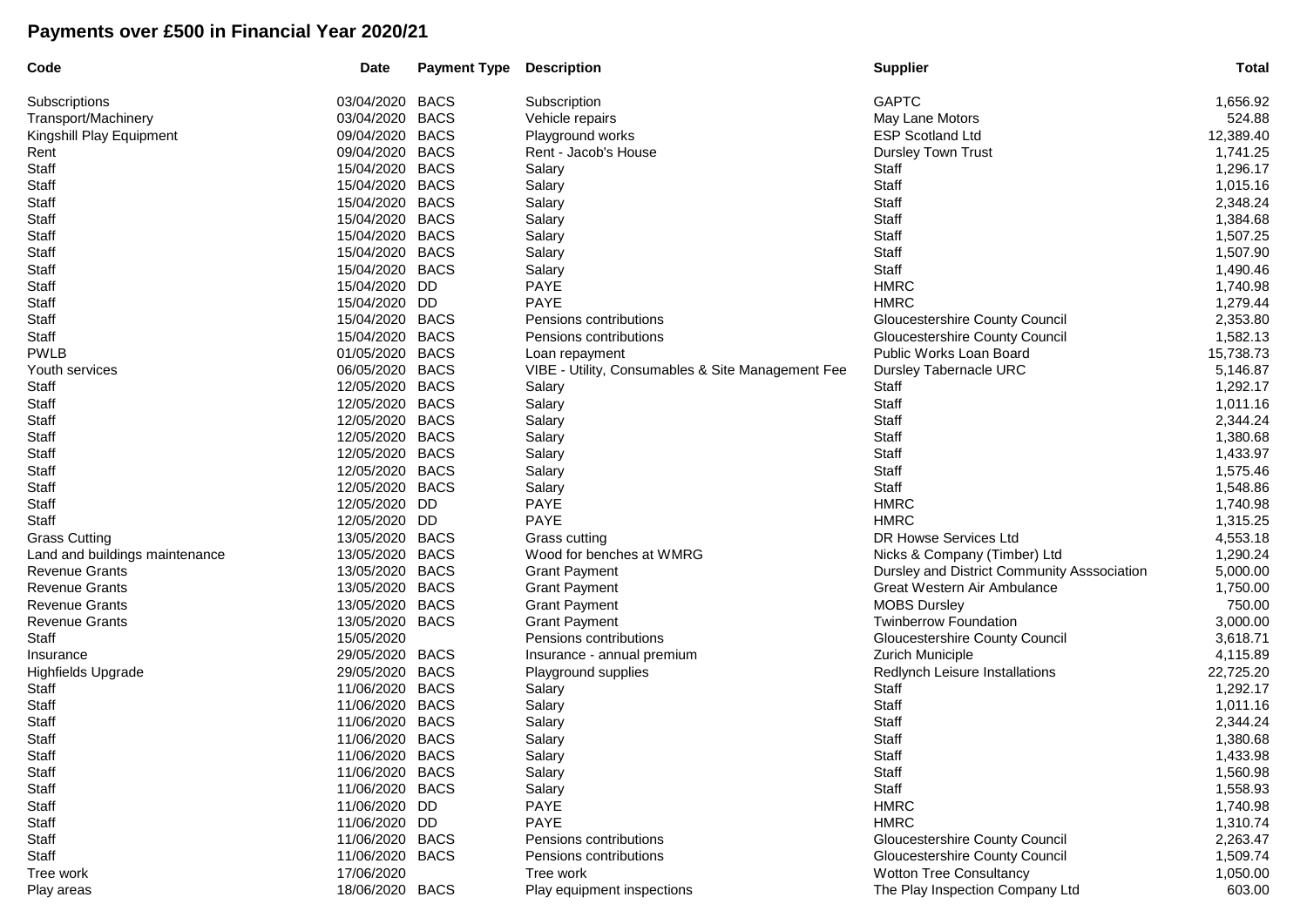# Payments over £500 in Financial Year 2020/21

| Code | Date | Payment Type | Description | Supplier | Total |
|---|---|---|---|---|---|
| Subscriptions | 03/04/2020 | BACS | Subscription | GAPTC | 1,656.92 |
| Transport/Machinery | 03/04/2020 | BACS | Vehicle repairs | May Lane Motors | 524.88 |
| Kingshill Play Equipment | 09/04/2020 | BACS | Playground works | ESP Scotland Ltd | 12,389.40 |
| Rent | 09/04/2020 | BACS | Rent - Jacob's House | Dursley Town Trust | 1,741.25 |
| Staff | 15/04/2020 | BACS | Salary | Staff | 1,296.17 |
| Staff | 15/04/2020 | BACS | Salary | Staff | 1,015.16 |
| Staff | 15/04/2020 | BACS | Salary | Staff | 2,348.24 |
| Staff | 15/04/2020 | BACS | Salary | Staff | 1,384.68 |
| Staff | 15/04/2020 | BACS | Salary | Staff | 1,507.25 |
| Staff | 15/04/2020 | BACS | Salary | Staff | 1,507.90 |
| Staff | 15/04/2020 | BACS | Salary | Staff | 1,490.46 |
| Staff | 15/04/2020 | DD | PAYE | HMRC | 1,740.98 |
| Staff | 15/04/2020 | DD | PAYE | HMRC | 1,279.44 |
| Staff | 15/04/2020 | BACS | Pensions contributions | Gloucestershire County Council | 2,353.80 |
| Staff | 15/04/2020 | BACS | Pensions contributions | Gloucestershire County Council | 1,582.13 |
| PWLB | 01/05/2020 | BACS | Loan repayment | Public Works Loan Board | 15,738.73 |
| Youth services | 06/05/2020 | BACS | VIBE - Utility, Consumables & Site Management Fee | Dursley Tabernacle URC | 5,146.87 |
| Staff | 12/05/2020 | BACS | Salary | Staff | 1,292.17 |
| Staff | 12/05/2020 | BACS | Salary | Staff | 1,011.16 |
| Staff | 12/05/2020 | BACS | Salary | Staff | 2,344.24 |
| Staff | 12/05/2020 | BACS | Salary | Staff | 1,380.68 |
| Staff | 12/05/2020 | BACS | Salary | Staff | 1,433.97 |
| Staff | 12/05/2020 | BACS | Salary | Staff | 1,575.46 |
| Staff | 12/05/2020 | BACS | Salary | Staff | 1,548.86 |
| Staff | 12/05/2020 | DD | PAYE | HMRC | 1,740.98 |
| Staff | 12/05/2020 | DD | PAYE | HMRC | 1,315.25 |
| Grass Cutting | 13/05/2020 | BACS | Grass cutting | DR Howse Services Ltd | 4,553.18 |
| Land and buildings maintenance | 13/05/2020 | BACS | Wood for benches at WMRG | Nicks & Company (Timber) Ltd | 1,290.24 |
| Revenue Grants | 13/05/2020 | BACS | Grant Payment | Dursley and District Community Asssociation | 5,000.00 |
| Revenue Grants | 13/05/2020 | BACS | Grant Payment | Great Western Air Ambulance | 1,750.00 |
| Revenue Grants | 13/05/2020 | BACS | Grant Payment | MOBS Dursley | 750.00 |
| Revenue Grants | 13/05/2020 | BACS | Grant Payment | Twinberrow Foundation | 3,000.00 |
| Staff | 15/05/2020 | | Pensions contributions | Gloucestershire County Council | 3,618.71 |
| Insurance | 29/05/2020 | BACS | Insurance - annual premium | Zurich Municiple | 4,115.89 |
| Highfields Upgrade | 29/05/2020 | BACS | Playground supplies | Redlynch Leisure Installations | 22,725.20 |
| Staff | 11/06/2020 | BACS | Salary | Staff | 1,292.17 |
| Staff | 11/06/2020 | BACS | Salary | Staff | 1,011.16 |
| Staff | 11/06/2020 | BACS | Salary | Staff | 2,344.24 |
| Staff | 11/06/2020 | BACS | Salary | Staff | 1,380.68 |
| Staff | 11/06/2020 | BACS | Salary | Staff | 1,433.98 |
| Staff | 11/06/2020 | BACS | Salary | Staff | 1,560.98 |
| Staff | 11/06/2020 | BACS | Salary | Staff | 1,558.93 |
| Staff | 11/06/2020 | DD | PAYE | HMRC | 1,740.98 |
| Staff | 11/06/2020 | DD | PAYE | HMRC | 1,310.74 |
| Staff | 11/06/2020 | BACS | Pensions contributions | Gloucestershire County Council | 2,263.47 |
| Staff | 11/06/2020 | BACS | Pensions contributions | Gloucestershire County Council | 1,509.74 |
| Tree work | 17/06/2020 | | Tree work | Wotton Tree Consultancy | 1,050.00 |
| Play areas | 18/06/2020 | BACS | Play equipment inspections | The Play Inspection Company Ltd | 603.00 |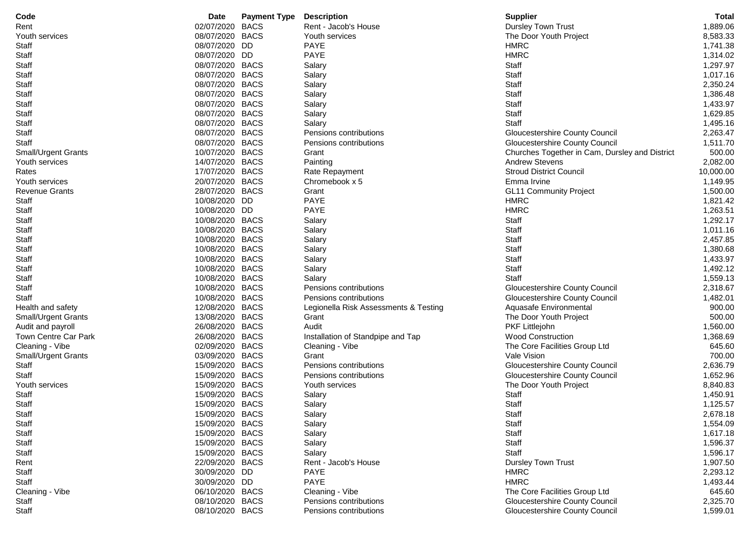| Code | Date | Payment Type | Description | Supplier | Total |
|---|---|---|---|---|---|
| Rent | 02/07/2020 | BACS | Rent - Jacob's House | Dursley Town Trust | 1,889.06 |
| Youth services | 08/07/2020 | BACS | Youth services | The Door Youth Project | 8,583.33 |
| Staff | 08/07/2020 | DD | PAYE | HMRC | 1,741.38 |
| Staff | 08/07/2020 | DD | PAYE | HMRC | 1,314.02 |
| Staff | 08/07/2020 | BACS | Salary | Staff | 1,297.97 |
| Staff | 08/07/2020 | BACS | Salary | Staff | 1,017.16 |
| Staff | 08/07/2020 | BACS | Salary | Staff | 2,350.24 |
| Staff | 08/07/2020 | BACS | Salary | Staff | 1,386.48 |
| Staff | 08/07/2020 | BACS | Salary | Staff | 1,433.97 |
| Staff | 08/07/2020 | BACS | Salary | Staff | 1,629.85 |
| Staff | 08/07/2020 | BACS | Salary | Staff | 1,495.16 |
| Staff | 08/07/2020 | BACS | Pensions contributions | Gloucestershire County Council | 2,263.47 |
| Staff | 08/07/2020 | BACS | Pensions contributions | Gloucestershire County Council | 1,511.70 |
| Small/Urgent Grants | 10/07/2020 | BACS | Grant | Churches Together in Cam, Dursley and District | 500.00 |
| Youth services | 14/07/2020 | BACS | Painting | Andrew Stevens | 2,082.00 |
| Rates | 17/07/2020 | BACS | Rate Repayment | Stroud District Council | 10,000.00 |
| Youth services | 20/07/2020 | BACS | Chromebook x 5 | Emma Irvine | 1,149.95 |
| Revenue Grants | 28/07/2020 | BACS | Grant | GL11 Community Project | 1,500.00 |
| Staff | 10/08/2020 | DD | PAYE | HMRC | 1,821.42 |
| Staff | 10/08/2020 | DD | PAYE | HMRC | 1,263.51 |
| Staff | 10/08/2020 | BACS | Salary | Staff | 1,292.17 |
| Staff | 10/08/2020 | BACS | Salary | Staff | 1,011.16 |
| Staff | 10/08/2020 | BACS | Salary | Staff | 2,457.85 |
| Staff | 10/08/2020 | BACS | Salary | Staff | 1,380.68 |
| Staff | 10/08/2020 | BACS | Salary | Staff | 1,433.97 |
| Staff | 10/08/2020 | BACS | Salary | Staff | 1,492.12 |
| Staff | 10/08/2020 | BACS | Salary | Staff | 1,559.13 |
| Staff | 10/08/2020 | BACS | Pensions contributions | Gloucestershire County Council | 2,318.67 |
| Staff | 10/08/2020 | BACS | Pensions contributions | Gloucestershire County Council | 1,482.01 |
| Health and safety | 12/08/2020 | BACS | Legionella Risk Assessments & Testing | Aquasafe Environmental | 900.00 |
| Small/Urgent Grants | 13/08/2020 | BACS | Grant | The Door Youth Project | 500.00 |
| Audit and payroll | 26/08/2020 | BACS | Audit | PKF Littlejohn | 1,560.00 |
| Town Centre Car Park | 26/08/2020 | BACS | Installation of Standpipe and Tap | Wood Construction | 1,368.69 |
| Cleaning - Vibe | 02/09/2020 | BACS | Cleaning - Vibe | The Core Facilities Group Ltd | 645.60 |
| Small/Urgent Grants | 03/09/2020 | BACS | Grant | Vale Vision | 700.00 |
| Staff | 15/09/2020 | BACS | Pensions contributions | Gloucestershire County Council | 2,636.79 |
| Staff | 15/09/2020 | BACS | Pensions contributions | Gloucestershire County Council | 1,652.96 |
| Youth services | 15/09/2020 | BACS | Youth services | The Door Youth Project | 8,840.83 |
| Staff | 15/09/2020 | BACS | Salary | Staff | 1,450.91 |
| Staff | 15/09/2020 | BACS | Salary | Staff | 1,125.57 |
| Staff | 15/09/2020 | BACS | Salary | Staff | 2,678.18 |
| Staff | 15/09/2020 | BACS | Salary | Staff | 1,554.09 |
| Staff | 15/09/2020 | BACS | Salary | Staff | 1,617.18 |
| Staff | 15/09/2020 | BACS | Salary | Staff | 1,596.37 |
| Staff | 15/09/2020 | BACS | Salary | Staff | 1,596.17 |
| Rent | 22/09/2020 | BACS | Rent - Jacob's House | Dursley Town Trust | 1,907.50 |
| Staff | 30/09/2020 | DD | PAYE | HMRC | 2,293.12 |
| Staff | 30/09/2020 | DD | PAYE | HMRC | 1,493.44 |
| Cleaning - Vibe | 06/10/2020 | BACS | Cleaning - Vibe | The Core Facilities Group Ltd | 645.60 |
| Staff | 08/10/2020 | BACS | Pensions contributions | Gloucestershire County Council | 2,325.70 |
| Staff | 08/10/2020 | BACS | Pensions contributions | Gloucestershire County Council | 1,599.01 |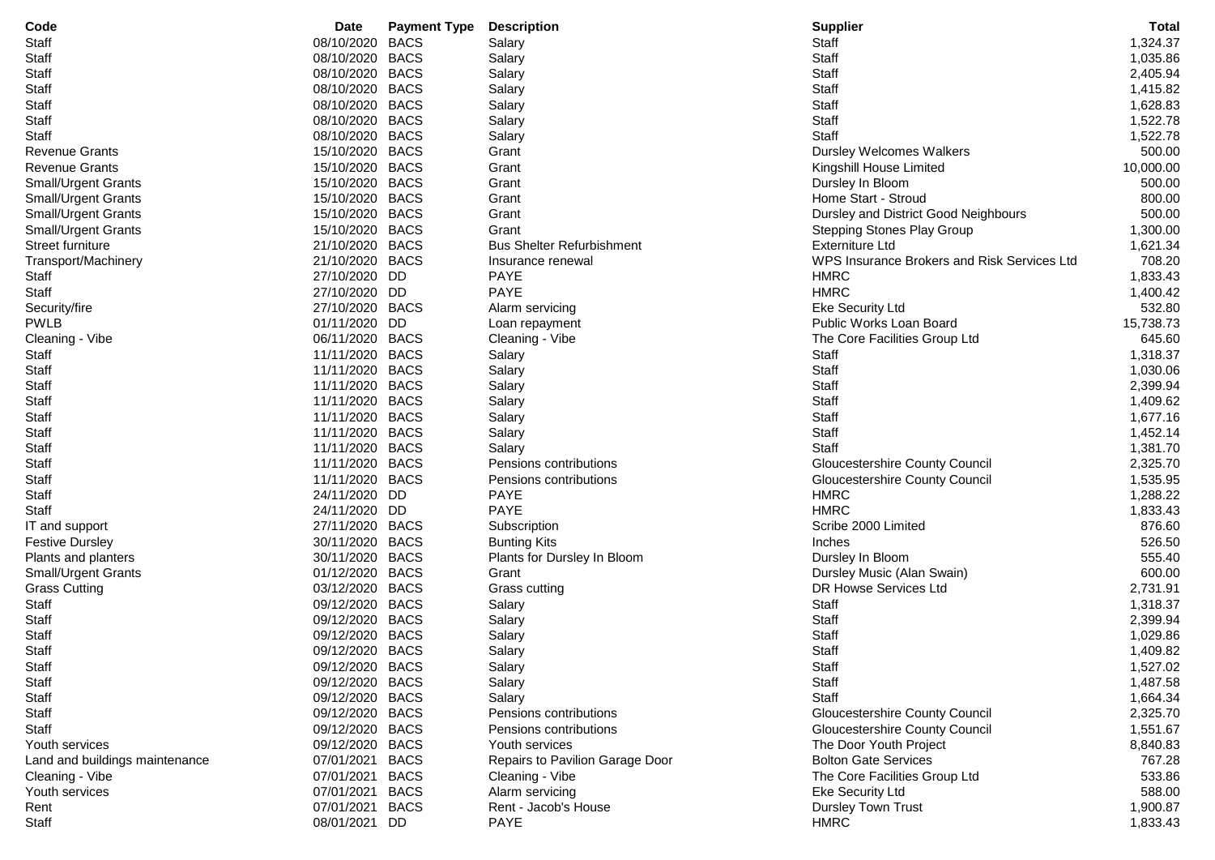| Code | Date | Payment Type | Description | Supplier | Total |
|---|---|---|---|---|---|
| Staff | 08/10/2020 | BACS | Salary | Staff | 1,324.37 |
| Staff | 08/10/2020 | BACS | Salary | Staff | 1,035.86 |
| Staff | 08/10/2020 | BACS | Salary | Staff | 2,405.94 |
| Staff | 08/10/2020 | BACS | Salary | Staff | 1,415.82 |
| Staff | 08/10/2020 | BACS | Salary | Staff | 1,628.83 |
| Staff | 08/10/2020 | BACS | Salary | Staff | 1,522.78 |
| Staff | 08/10/2020 | BACS | Salary | Staff | 1,522.78 |
| Revenue Grants | 15/10/2020 | BACS | Grant | Dursley Welcomes Walkers | 500.00 |
| Revenue Grants | 15/10/2020 | BACS | Grant | Kingshill House Limited | 10,000.00 |
| Small/Urgent Grants | 15/10/2020 | BACS | Grant | Dursley In Bloom | 500.00 |
| Small/Urgent Grants | 15/10/2020 | BACS | Grant | Home Start - Stroud | 800.00 |
| Small/Urgent Grants | 15/10/2020 | BACS | Grant | Dursley and District Good Neighbours | 500.00 |
| Small/Urgent Grants | 15/10/2020 | BACS | Grant | Stepping Stones Play Group | 1,300.00 |
| Street furniture | 21/10/2020 | BACS | Bus Shelter Refurbishment | Externiture Ltd | 1,621.34 |
| Transport/Machinery | 21/10/2020 | BACS | Insurance renewal | WPS Insurance Brokers and Risk Services Ltd | 708.20 |
| Staff | 27/10/2020 | DD | PAYE | HMRC | 1,833.43 |
| Staff | 27/10/2020 | DD | PAYE | HMRC | 1,400.42 |
| Security/fire | 27/10/2020 | BACS | Alarm servicing | Eke Security Ltd | 532.80 |
| PWLB | 01/11/2020 | DD | Loan repayment | Public Works Loan Board | 15,738.73 |
| Cleaning - Vibe | 06/11/2020 | BACS | Cleaning - Vibe | The Core Facilities Group Ltd | 645.60 |
| Staff | 11/11/2020 | BACS | Salary | Staff | 1,318.37 |
| Staff | 11/11/2020 | BACS | Salary | Staff | 1,030.06 |
| Staff | 11/11/2020 | BACS | Salary | Staff | 2,399.94 |
| Staff | 11/11/2020 | BACS | Salary | Staff | 1,409.62 |
| Staff | 11/11/2020 | BACS | Salary | Staff | 1,677.16 |
| Staff | 11/11/2020 | BACS | Salary | Staff | 1,452.14 |
| Staff | 11/11/2020 | BACS | Salary | Staff | 1,381.70 |
| Staff | 11/11/2020 | BACS | Pensions contributions | Gloucestershire County Council | 2,325.70 |
| Staff | 11/11/2020 | BACS | Pensions contributions | Gloucestershire County Council | 1,535.95 |
| Staff | 24/11/2020 | DD | PAYE | HMRC | 1,288.22 |
| Staff | 24/11/2020 | DD | PAYE | HMRC | 1,833.43 |
| IT and support | 27/11/2020 | BACS | Subscription | Scribe 2000 Limited | 876.60 |
| Festive Dursley | 30/11/2020 | BACS | Bunting Kits | Inches | 526.50 |
| Plants and planters | 30/11/2020 | BACS | Plants for Dursley In Bloom | Dursley In Bloom | 555.40 |
| Small/Urgent Grants | 01/12/2020 | BACS | Grant | Dursley Music (Alan Swain) | 600.00 |
| Grass Cutting | 03/12/2020 | BACS | Grass cutting | DR Howse Services Ltd | 2,731.91 |
| Staff | 09/12/2020 | BACS | Salary | Staff | 1,318.37 |
| Staff | 09/12/2020 | BACS | Salary | Staff | 2,399.94 |
| Staff | 09/12/2020 | BACS | Salary | Staff | 1,029.86 |
| Staff | 09/12/2020 | BACS | Salary | Staff | 1,409.82 |
| Staff | 09/12/2020 | BACS | Salary | Staff | 1,527.02 |
| Staff | 09/12/2020 | BACS | Salary | Staff | 1,487.58 |
| Staff | 09/12/2020 | BACS | Salary | Staff | 1,664.34 |
| Staff | 09/12/2020 | BACS | Pensions contributions | Gloucestershire County Council | 2,325.70 |
| Staff | 09/12/2020 | BACS | Pensions contributions | Gloucestershire County Council | 1,551.67 |
| Youth services | 09/12/2020 | BACS | Youth services | The Door Youth Project | 8,840.83 |
| Land and buildings maintenance | 07/01/2021 | BACS | Repairs to Pavilion Garage Door | Bolton Gate Services | 767.28 |
| Cleaning - Vibe | 07/01/2021 | BACS | Cleaning - Vibe | The Core Facilities Group Ltd | 533.86 |
| Youth services | 07/01/2021 | BACS | Alarm servicing | Eke Security Ltd | 588.00 |
| Rent | 07/01/2021 | BACS | Rent - Jacob's House | Dursley Town Trust | 1,900.87 |
| Staff | 08/01/2021 | DD | PAYE | HMRC | 1,833.43 |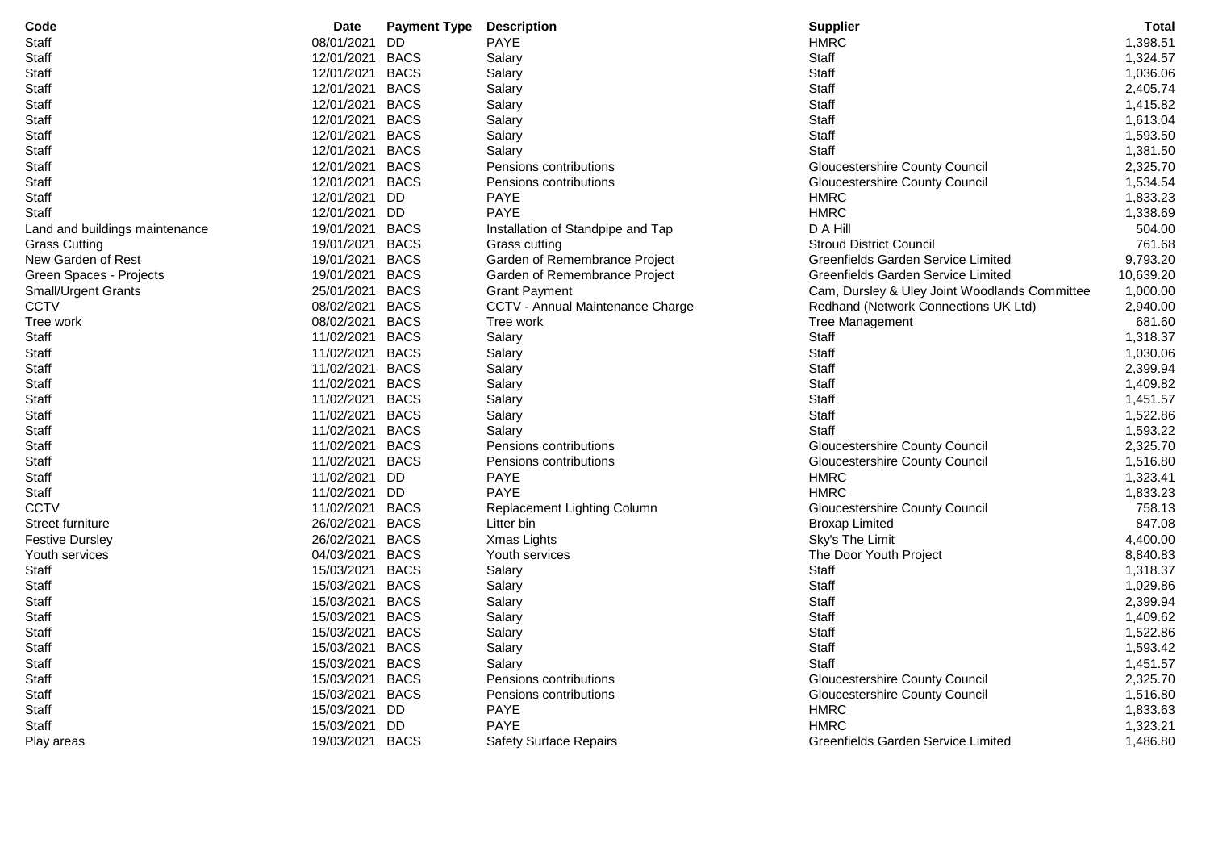| Code | Date | Payment Type | Description | Supplier | Total |
|---|---|---|---|---|---|
| Staff | 08/01/2021 | DD | PAYE | HMRC | 1,398.51 |
| Staff | 12/01/2021 | BACS | Salary | Staff | 1,324.57 |
| Staff | 12/01/2021 | BACS | Salary | Staff | 1,036.06 |
| Staff | 12/01/2021 | BACS | Salary | Staff | 2,405.74 |
| Staff | 12/01/2021 | BACS | Salary | Staff | 1,415.82 |
| Staff | 12/01/2021 | BACS | Salary | Staff | 1,613.04 |
| Staff | 12/01/2021 | BACS | Salary | Staff | 1,593.50 |
| Staff | 12/01/2021 | BACS | Salary | Staff | 1,381.50 |
| Staff | 12/01/2021 | BACS | Pensions contributions | Gloucestershire County Council | 2,325.70 |
| Staff | 12/01/2021 | BACS | Pensions contributions | Gloucestershire County Council | 1,534.54 |
| Staff | 12/01/2021 | DD | PAYE | HMRC | 1,833.23 |
| Staff | 12/01/2021 | DD | PAYE | HMRC | 1,338.69 |
| Land and buildings maintenance | 19/01/2021 | BACS | Installation of Standpipe and Tap | D A Hill | 504.00 |
| Grass Cutting | 19/01/2021 | BACS | Grass cutting | Stroud District Council | 761.68 |
| New Garden of Rest | 19/01/2021 | BACS | Garden of Remembrance Project | Greenfields Garden Service Limited | 9,793.20 |
| Green Spaces - Projects | 19/01/2021 | BACS | Garden of Remembrance Project | Greenfields Garden Service Limited | 10,639.20 |
| Small/Urgent Grants | 25/01/2021 | BACS | Grant Payment | Cam, Dursley & Uley Joint Woodlands Committee | 1,000.00 |
| CCTV | 08/02/2021 | BACS | CCTV - Annual Maintenance Charge | Redhand (Network Connections UK Ltd) | 2,940.00 |
| Tree work | 08/02/2021 | BACS | Tree work | Tree Management | 681.60 |
| Staff | 11/02/2021 | BACS | Salary | Staff | 1,318.37 |
| Staff | 11/02/2021 | BACS | Salary | Staff | 1,030.06 |
| Staff | 11/02/2021 | BACS | Salary | Staff | 2,399.94 |
| Staff | 11/02/2021 | BACS | Salary | Staff | 1,409.82 |
| Staff | 11/02/2021 | BACS | Salary | Staff | 1,451.57 |
| Staff | 11/02/2021 | BACS | Salary | Staff | 1,522.86 |
| Staff | 11/02/2021 | BACS | Salary | Staff | 1,593.22 |
| Staff | 11/02/2021 | BACS | Pensions contributions | Gloucestershire County Council | 2,325.70 |
| Staff | 11/02/2021 | BACS | Pensions contributions | Gloucestershire County Council | 1,516.80 |
| Staff | 11/02/2021 | DD | PAYE | HMRC | 1,323.41 |
| Staff | 11/02/2021 | DD | PAYE | HMRC | 1,833.23 |
| CCTV | 11/02/2021 | BACS | Replacement Lighting Column | Gloucestershire County Council | 758.13 |
| Street furniture | 26/02/2021 | BACS | Litter bin | Broxap Limited | 847.08 |
| Festive Dursley | 26/02/2021 | BACS | Xmas Lights | Sky's The Limit | 4,400.00 |
| Youth services | 04/03/2021 | BACS | Youth services | The Door Youth Project | 8,840.83 |
| Staff | 15/03/2021 | BACS | Salary | Staff | 1,318.37 |
| Staff | 15/03/2021 | BACS | Salary | Staff | 1,029.86 |
| Staff | 15/03/2021 | BACS | Salary | Staff | 2,399.94 |
| Staff | 15/03/2021 | BACS | Salary | Staff | 1,409.62 |
| Staff | 15/03/2021 | BACS | Salary | Staff | 1,522.86 |
| Staff | 15/03/2021 | BACS | Salary | Staff | 1,593.42 |
| Staff | 15/03/2021 | BACS | Salary | Staff | 1,451.57 |
| Staff | 15/03/2021 | BACS | Pensions contributions | Gloucestershire County Council | 2,325.70 |
| Staff | 15/03/2021 | BACS | Pensions contributions | Gloucestershire County Council | 1,516.80 |
| Staff | 15/03/2021 | DD | PAYE | HMRC | 1,833.63 |
| Staff | 15/03/2021 | DD | PAYE | HMRC | 1,323.21 |
| Play areas | 19/03/2021 | BACS | Safety Surface Repairs | Greenfields Garden Service Limited | 1,486.80 |